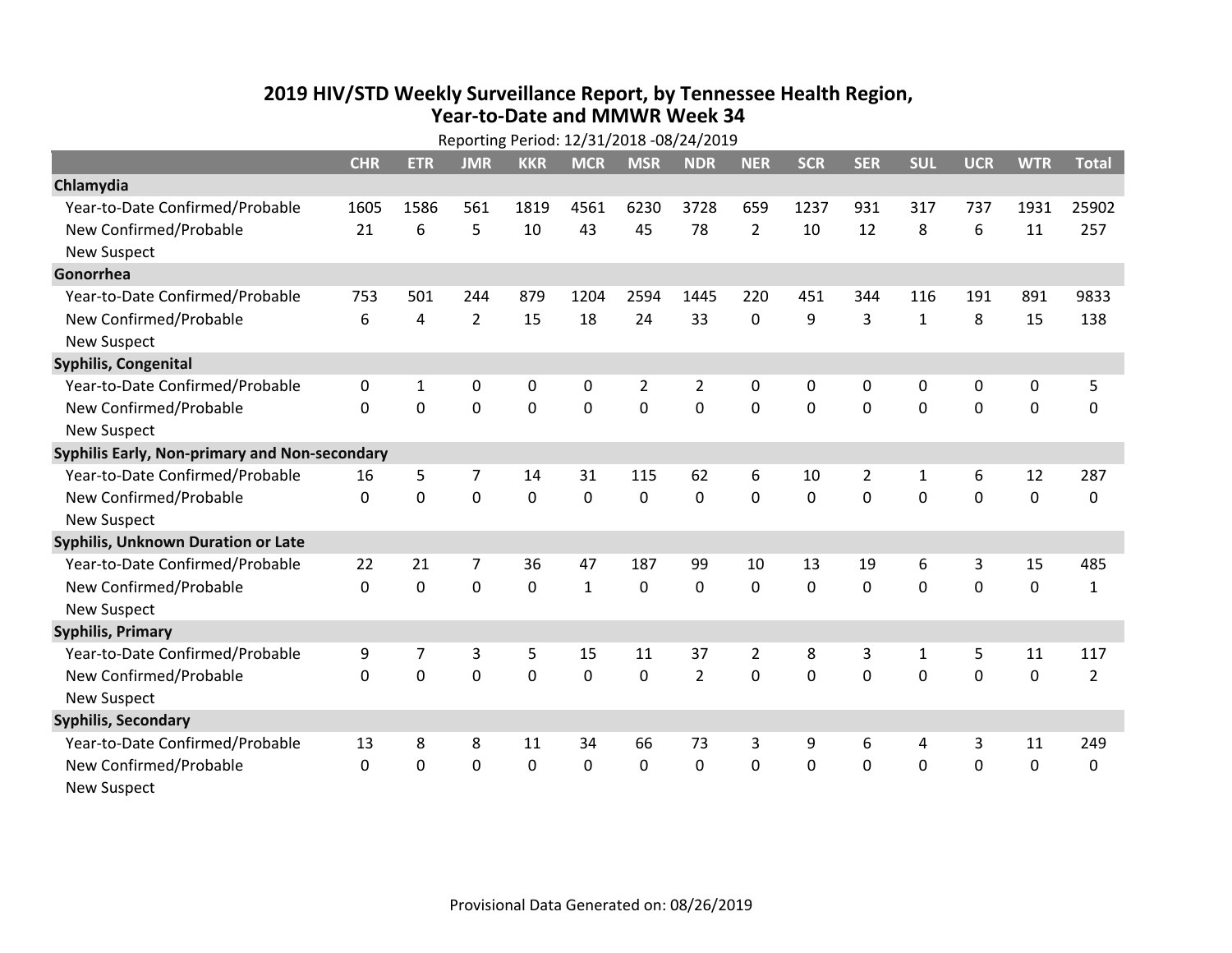# 2019 HIV/STD Weekly Surveillance Report, by Tennessee Health Region, Year-to-Date and MMWR Week 34

Reporting Period: 12/31/2018 -08/24/2019

| | CHR | ETR | JMR | KKR | MCR | MSR | NDR | NER | SCR | SER | SUL | UCR | WTR | Total |
|---|---|---|---|---|---|---|---|---|---|---|---|---|---|---|
| **Chlamydia** | | | | | | | | | | | | | | |
| Year-to-Date Confirmed/Probable | 1605 | 1586 | 561 | 1819 | 4561 | 6230 | 3728 | 659 | 1237 | 931 | 317 | 737 | 1931 | 25902 |
| New Confirmed/Probable | 21 | 6 | 5 | 10 | 43 | 45 | 78 | 2 | 10 | 12 | 8 | 6 | 11 | 257 |
| New Suspect | | | | | | | | | | | | | | |
| **Gonorrhea** | | | | | | | | | | | | | | |
| Year-to-Date Confirmed/Probable | 753 | 501 | 244 | 879 | 1204 | 2594 | 1445 | 220 | 451 | 344 | 116 | 191 | 891 | 9833 |
| New Confirmed/Probable | 6 | 4 | 2 | 15 | 18 | 24 | 33 | 0 | 9 | 3 | 1 | 8 | 15 | 138 |
| New Suspect | | | | | | | | | | | | | | |
| **Syphilis, Congenital** | | | | | | | | | | | | | | |
| Year-to-Date Confirmed/Probable | 0 | 1 | 0 | 0 | 0 | 2 | 2 | 0 | 0 | 0 | 0 | 0 | 0 | 5 |
| New Confirmed/Probable | 0 | 0 | 0 | 0 | 0 | 0 | 0 | 0 | 0 | 0 | 0 | 0 | 0 | 0 |
| New Suspect | | | | | | | | | | | | | | |
| **Syphilis Early, Non-primary and Non-secondary** | | | | | | | | | | | | | | |
| Year-to-Date Confirmed/Probable | 16 | 5 | 7 | 14 | 31 | 115 | 62 | 6 | 10 | 2 | 1 | 6 | 12 | 287 |
| New Confirmed/Probable | 0 | 0 | 0 | 0 | 0 | 0 | 0 | 0 | 0 | 0 | 0 | 0 | 0 | 0 |
| New Suspect | | | | | | | | | | | | | | |
| **Syphilis, Unknown Duration or Late** | | | | | | | | | | | | | | |
| Year-to-Date Confirmed/Probable | 22 | 21 | 7 | 36 | 47 | 187 | 99 | 10 | 13 | 19 | 6 | 3 | 15 | 485 |
| New Confirmed/Probable | 0 | 0 | 0 | 0 | 1 | 0 | 0 | 0 | 0 | 0 | 0 | 0 | 0 | 1 |
| New Suspect | | | | | | | | | | | | | | |
| **Syphilis, Primary** | | | | | | | | | | | | | | |
| Year-to-Date Confirmed/Probable | 9 | 7 | 3 | 5 | 15 | 11 | 37 | 2 | 8 | 3 | 1 | 5 | 11 | 117 |
| New Confirmed/Probable | 0 | 0 | 0 | 0 | 0 | 0 | 2 | 0 | 0 | 0 | 0 | 0 | 0 | 2 |
| New Suspect | | | | | | | | | | | | | | |
| **Syphilis, Secondary** | | | | | | | | | | | | | | |
| Year-to-Date Confirmed/Probable | 13 | 8 | 8 | 11 | 34 | 66 | 73 | 3 | 9 | 6 | 4 | 3 | 11 | 249 |
| New Confirmed/Probable | 0 | 0 | 0 | 0 | 0 | 0 | 0 | 0 | 0 | 0 | 0 | 0 | 0 | 0 |
| New Suspect | | | | | | | | | | | | | | |

Provisional Data Generated on: 08/26/2019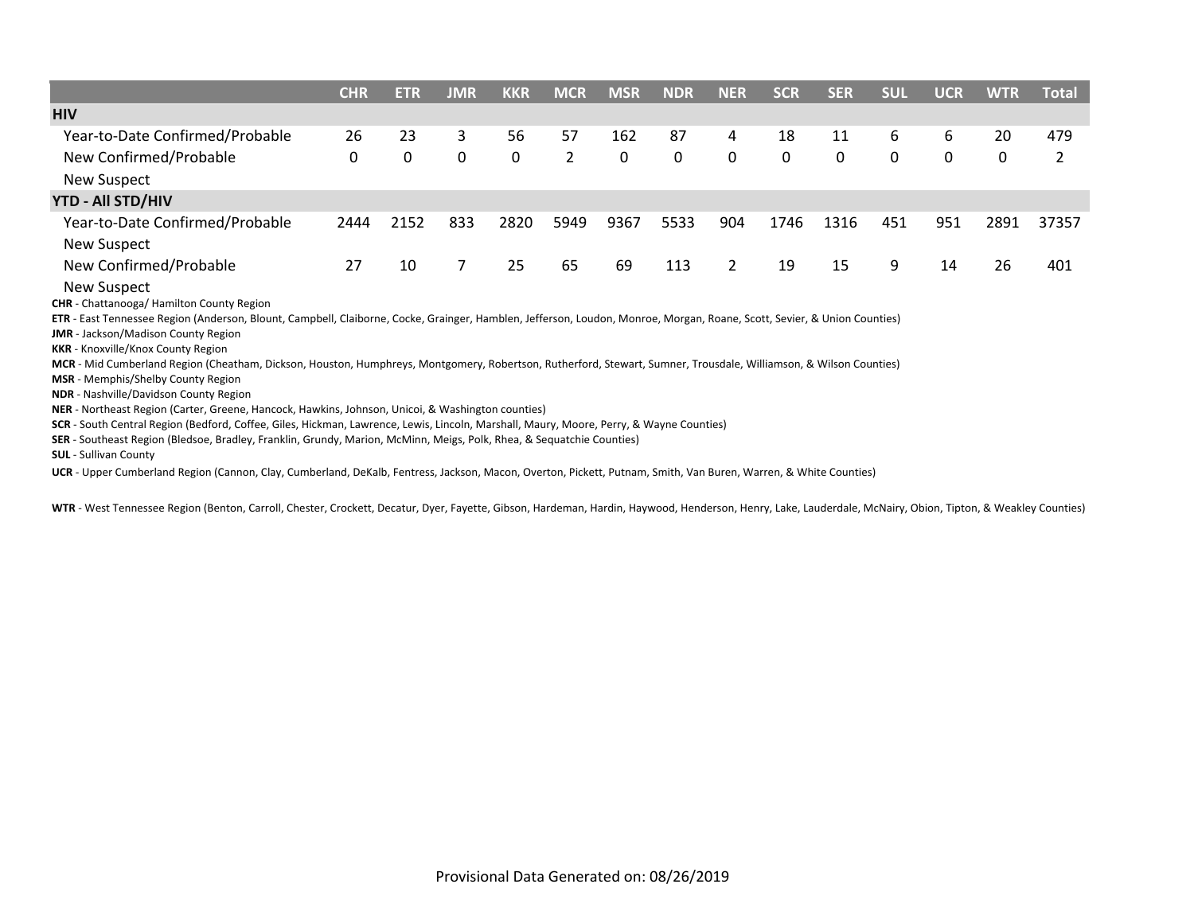| | CHR | ETR | JMR | KKR | MCR | MSR | NDR | NER | SCR | SER | SUL | UCR | WTR | Total |
|---|---|---|---|---|---|---|---|---|---|---|---|---|---|---|
| **HIV** | | | | | | | | | | | | | | |
| Year-to-Date Confirmed/Probable | 26 | 23 | 3 | 56 | 57 | 162 | 87 | 4 | 18 | 11 | 6 | 6 | 20 | 479 |
| New Confirmed/Probable | 0 | 0 | 0 | 0 | 2 | 0 | 0 | 0 | 0 | 0 | 0 | 0 | 0 | 2 |
| New Suspect | | | | | | | | | | | | | | |
| **YTD - All STD/HIV** | | | | | | | | | | | | | | |
| Year-to-Date Confirmed/Probable | 2444 | 2152 | 833 | 2820 | 5949 | 9367 | 5533 | 904 | 1746 | 1316 | 451 | 951 | 2891 | 37357 |
| New Suspect | | | | | | | | | | | | | | |
| New Confirmed/Probable | 27 | 10 | 7 | 25 | 65 | 69 | 113 | 2 | 19 | 15 | 9 | 14 | 26 | 401 |
| New Suspect | | | | | | | | | | | | | | |

**CHR** - Chattanooga/ Hamilton County Region

**ETR** - East Tennessee Region (Anderson, Blount, Campbell, Claiborne, Cocke, Grainger, Hamblen, Jefferson, Loudon, Monroe, Morgan, Roane, Scott, Sevier, & Union Counties)

**JMR** - Jackson/Madison County Region

**KKR** - Knoxville/Knox County Region

**MCR** - Mid Cumberland Region (Cheatham, Dickson, Houston, Humphreys, Montgomery, Robertson, Rutherford, Stewart, Sumner, Trousdale, Williamson, & Wilson Counties)

**MSR** - Memphis/Shelby County Region

**NDR** - Nashville/Davidson County Region

**NER** - Northeast Region (Carter, Greene, Hancock, Hawkins, Johnson, Unicoi, & Washington counties)

**SCR** - South Central Region (Bedford, Coffee, Giles, Hickman, Lawrence, Lewis, Lincoln, Marshall, Maury, Moore, Perry, & Wayne Counties)

**SER** - Southeast Region (Bledsoe, Bradley, Franklin, Grundy, Marion, McMinn, Meigs, Polk, Rhea, & Sequatchie Counties)

**SUL** - Sullivan County

**UCR** - Upper Cumberland Region (Cannon, Clay, Cumberland, DeKalb, Fentress, Jackson, Macon, Overton, Pickett, Putnam, Smith, Van Buren, Warren, & White Counties)

**WTR** - West Tennessee Region (Benton, Carroll, Chester, Crockett, Decatur, Dyer, Fayette, Gibson, Hardeman, Hardin, Haywood, Henderson, Henry, Lake, Lauderdale, McNairy, Obion, Tipton, & Weakley Counties)

Provisional Data Generated on: 08/26/2019